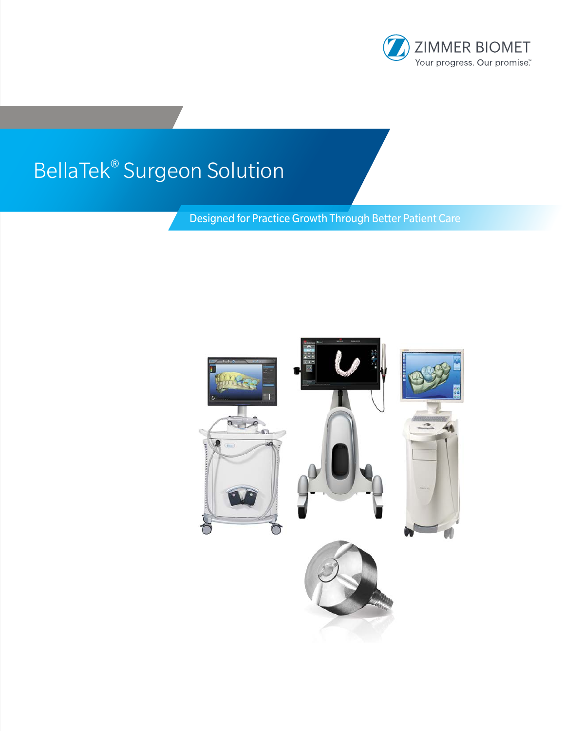ZIMMER BIOMET

Your progress. Our promise.™

# BellaTek® Surgeon Solution

## Designed for Practice Growth Through Better Patient Care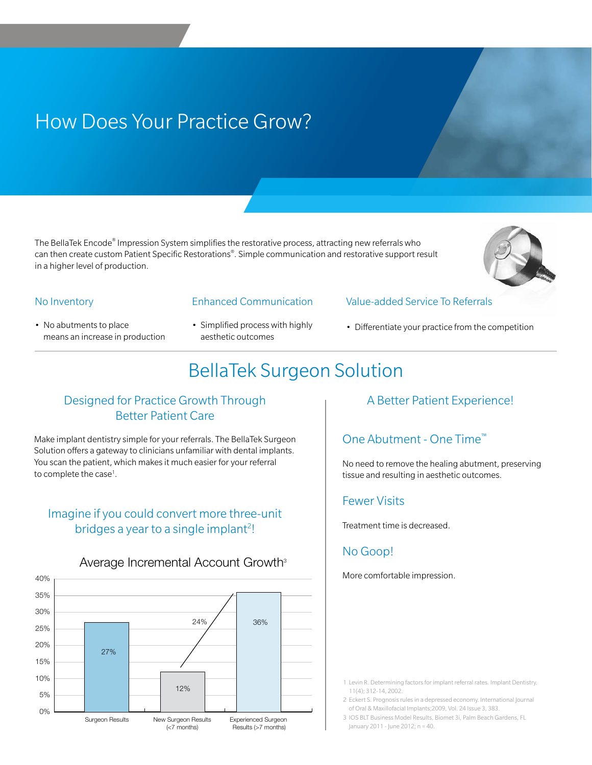# How Does Your Practice Grow?

The BellaTek Encode® Impression System simplifies the restorative process, attracting new referrals who can then create custom Patient Specific Restorations®. Simple communication and restorative support result in a higher level of production.

### No Inventory

- No abutments to place means an increase in production

### Enhanced Communication

- Simplified process with highly aesthetic outcomes

### Value-added Service To Referrals

- Differentiate your practice from the competition

## BellaTek Surgeon Solution

### Designed for Practice Growth Through Better Patient Care

Make implant dentistry simple for your referrals. The BellaTek Surgeon Solution offers a gateway to clinicians unfamiliar with dental implants. You scan the patient, which makes it much easier for your referral to complete the case[1].

### Imagine if you could convert more three-unit bridges a year to a single implant[2]!

**Average Incremental Account Growth[3]**

| Category | Growth |
| --- | --- |
| Surgeon Results | 27% |
| New Surgeon Results (<7 months) | 12% |
| Experienced Surgeon Results (>7 months) | 36% |

(24% increase from New Surgeon Results to Experienced Surgeon Results)

### A Better Patient Experience!

### One Abutment - One Time™

No need to remove the healing abutment, preserving tissue and resulting in aesthetic outcomes.

### Fewer Visits

Treatment time is decreased.

### No Goop!

More comfortable impression.

1 Levin R. Determining factors for implant referral rates. Implant Dentistry. 11(4); 312-14, 2002.

2 Eckert S. Prognosis rules in a depressed economy. International Journal of Oral & Maxillofacial Implants;2009, Vol. 24 Issue 3, 383.

3 IOS BLT Business Model Results, Biomet 3i, Palm Beach Gardens, FL January 2011 - June 2012; n = 40.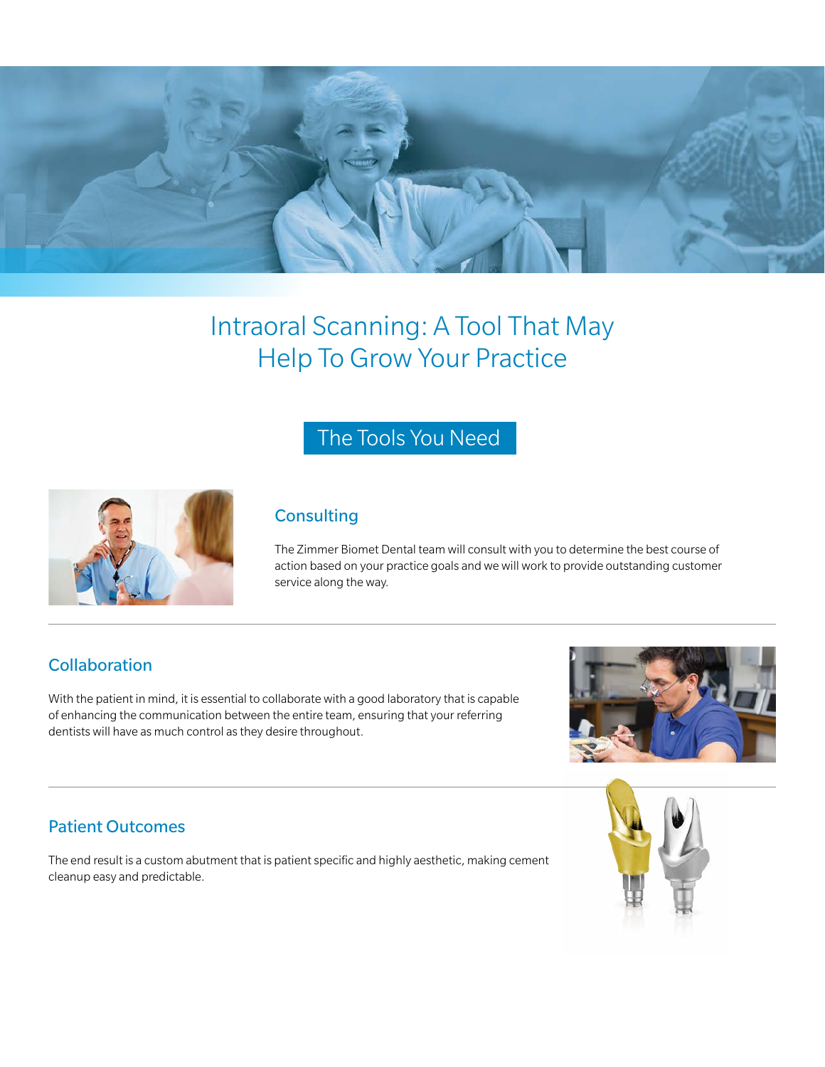# Intraoral Scanning: A Tool That May Help To Grow Your Practice

## The Tools You Need

### Consulting

The Zimmer Biomet Dental team will consult with you to determine the best course of action based on your practice goals and we will work to provide outstanding customer service along the way.

### Collaboration

With the patient in mind, it is essential to collaborate with a good laboratory that is capable of enhancing the communication between the entire team, ensuring that your referring dentists will have as much control as they desire throughout.

### Patient Outcomes

The end result is a custom abutment that is patient specific and highly aesthetic, making cement cleanup easy and predictable.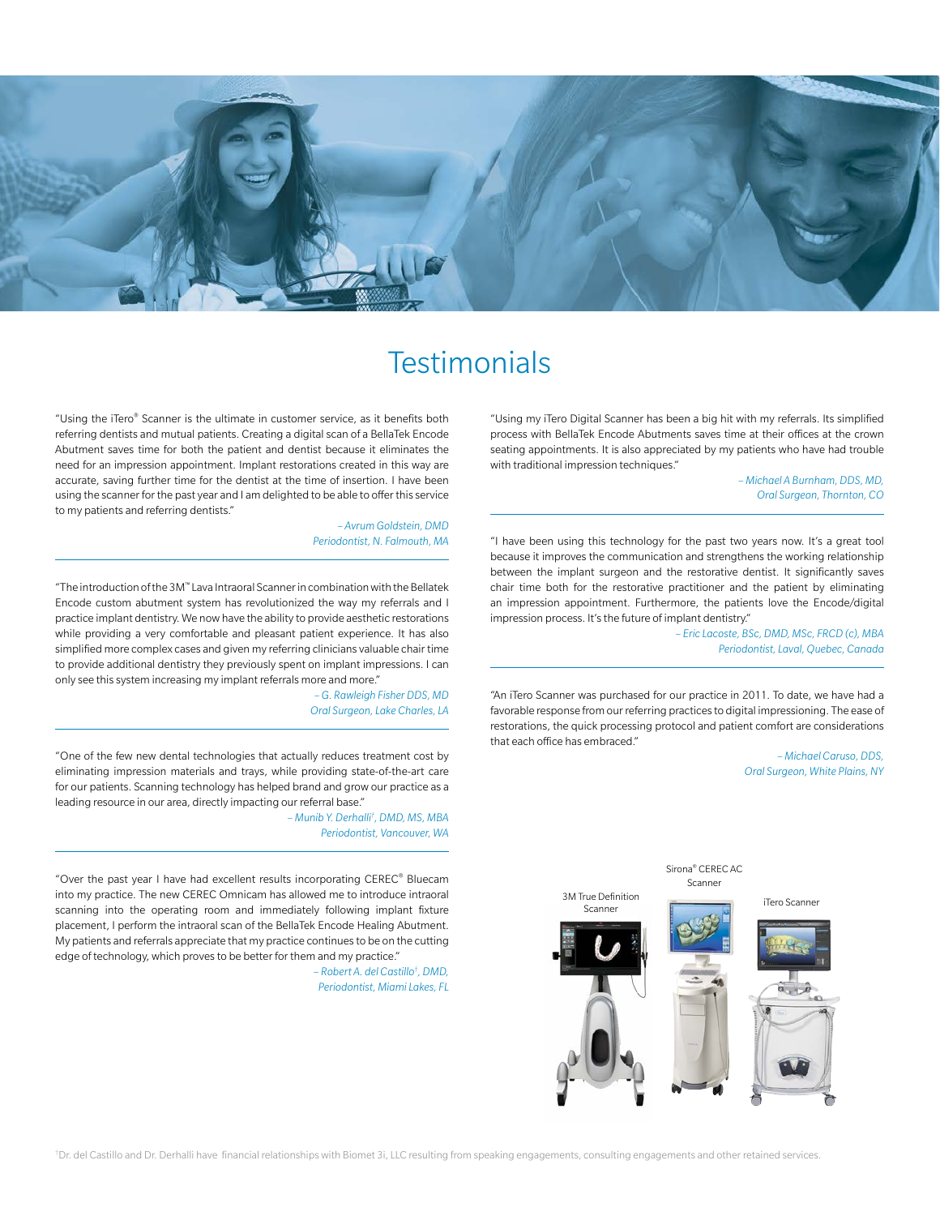# Testimonials

"Using the iTero® Scanner is the ultimate in customer service, as it benefits both referring dentists and mutual patients. Creating a digital scan of a BellaTek Encode Abutment saves time for both the patient and dentist because it eliminates the need for an impression appointment. Implant restorations created in this way are accurate, saving further time for the dentist at the time of insertion. I have been using the scanner for the past year and I am delighted to be able to offer this service to my patients and referring dentists."

*– Avrum Goldstein, DMD*
*Periodontist, N. Falmouth, MA*

---

"The introduction of the 3M™ Lava Intraoral Scanner in combination with the Bellatek Encode custom abutment system has revolutionized the way my referrals and I practice implant dentistry. We now have the ability to provide aesthetic restorations while providing a very comfortable and pleasant patient experience. It has also simplified more complex cases and given my referring clinicians valuable chair time to provide additional dentistry they previously spent on implant impressions. I can only see this system increasing my implant referrals more and more."

*– G. Rawleigh Fisher DDS, MD*
*Oral Surgeon, Lake Charles, LA*

---

"One of the few new dental technologies that actually reduces treatment cost by eliminating impression materials and trays, while providing state-of-the-art care for our patients. Scanning technology has helped brand and grow our practice as a leading resource in our area, directly impacting our referral base."

*– Munib Y. Derhalli[†], DMD, MS, MBA*
*Periodontist, Vancouver, WA*

---

"Over the past year I have had excellent results incorporating CEREC® Bluecam into my practice. The new CEREC Omnicam has allowed me to introduce intraoral scanning into the operating room and immediately following implant fixture placement, I perform the intraoral scan of the BellaTek Encode Healing Abutment. My patients and referrals appreciate that my practice continues to be on the cutting edge of technology, which proves to be better for them and my practice."

*– Robert A. del Castillo[†], DMD,*
*Periodontist, Miami Lakes, FL*

---

"Using my iTero Digital Scanner has been a big hit with my referrals. Its simplified process with BellaTek Encode Abutments saves time at their offices at the crown seating appointments. It is also appreciated by my patients who have had trouble with traditional impression techniques."

*– Michael A Burnham, DDS, MD,*
*Oral Surgeon, Thornton, CO*

---

"I have been using this technology for the past two years now. It's a great tool because it improves the communication and strengthens the working relationship between the implant surgeon and the restorative dentist. It significantly saves chair time both for the restorative practitioner and the patient by eliminating an impression appointment. Furthermore, the patients love the Encode/digital impression process. It's the future of implant dentistry."

*– Eric Lacoste, BSc, DMD, MSc, FRCD (c), MBA*
*Periodontist, Laval, Quebec, Canada*

---

"An iTero Scanner was purchased for our practice in 2011. To date, we have had a favorable response from our referring practices to digital impressioning. The ease of restorations, the quick processing protocol and patient comfort are considerations that each office has embraced."

*– Michael Caruso, DDS,*
*Oral Surgeon, White Plains, NY*

3M True Definition Scanner

Sirona® CEREC AC Scanner

iTero Scanner

[†]Dr. del Castillo and Dr. Derhalli have financial relationships with Biomet 3i, LLC resulting from speaking engagements, consulting engagements and other retained services.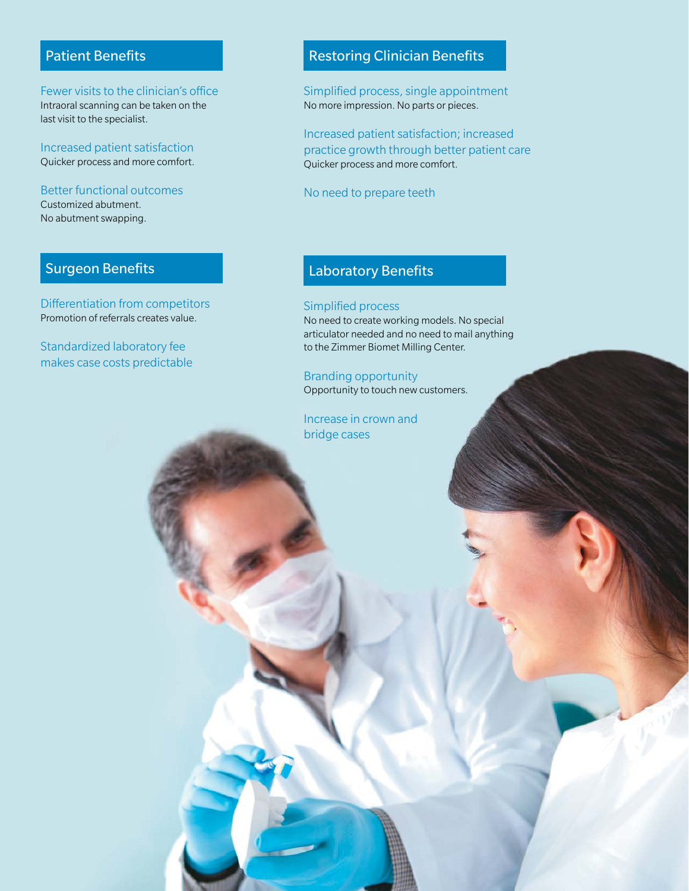## Patient Benefits

Fewer visits to the clinician's office
Intraoral scanning can be taken on the last visit to the specialist.

Increased patient satisfaction
Quicker process and more comfort.

Better functional outcomes
Customized abutment.
No abutment swapping.

## Surgeon Benefits

Differentiation from competitors
Promotion of referrals creates value.

Standardized laboratory fee makes case costs predictable

## Restoring Clinician Benefits

Simplified process, single appointment
No more impression. No parts or pieces.

Increased patient satisfaction; increased practice growth through better patient care
Quicker process and more comfort.

No need to prepare teeth

## Laboratory Benefits

Simplified process
No need to create working models. No special articulator needed and no need to mail anything to the Zimmer Biomet Milling Center.

Branding opportunity
Opportunity to touch new customers.

Increase in crown and bridge cases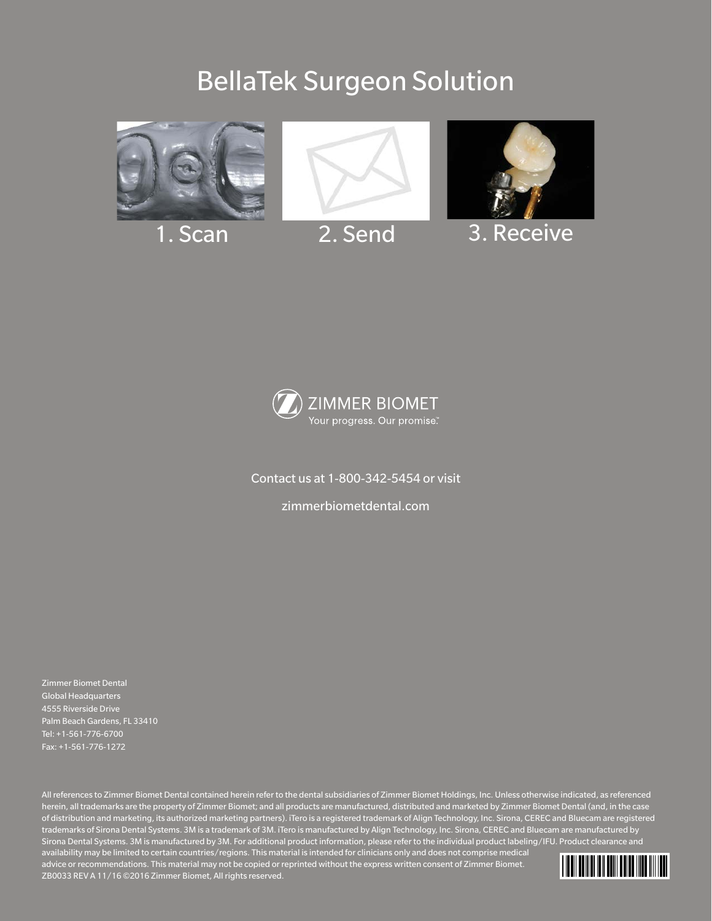# BellaTek Surgeon Solution

1. Scan

2. Send

3. Receive

ZIMMER BIOMET

Your progress. Our promise.™

Contact us at 1-800-342-5454 or visit

zimmerbiometdental.com

Zimmer Biomet Dental
Global Headquarters
4555 Riverside Drive
Palm Beach Gardens, FL 33410
Tel: +1-561-776-6700
Fax: +1-561-776-1272

All references to Zimmer Biomet Dental contained herein refer to the dental subsidiaries of Zimmer Biomet Holdings, Inc. Unless otherwise indicated, as referenced herein, all trademarks are the property of Zimmer Biomet; and all products are manufactured, distributed and marketed by Zimmer Biomet Dental (and, in the case of distribution and marketing, its authorized marketing partners). iTero is a registered trademark of Align Technology, Inc. Sirona, CEREC and Bluecam are registered trademarks of Sirona Dental Systems. 3M is a trademark of 3M. iTero is manufactured by Align Technology, Inc. Sirona, CEREC and Bluecam are manufactured by Sirona Dental Systems. 3M is manufactured by 3M. For additional product information, please refer to the individual product labeling/IFU. Product clearance and availability may be limited to certain countries/regions. This material is intended for clinicians only and does not comprise medical advice or recommendations. This material may not be copied or reprinted without the express written consent of Zimmer Biomet. ZB0033 REV A 11/16 ©2016 Zimmer Biomet, All rights reserved.